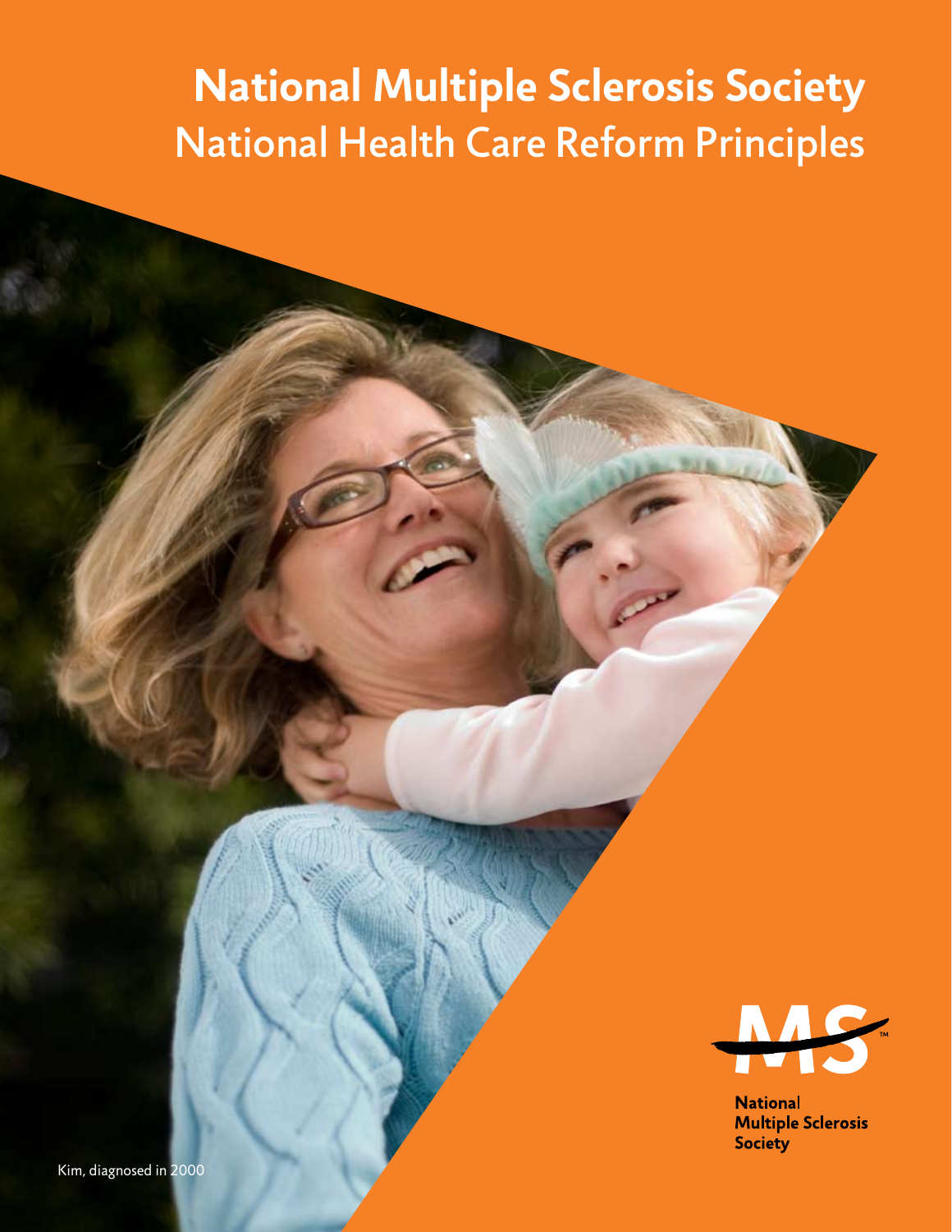# National Multiple Sclerosis Society

## National Health Care Reform Principles

Kim, diagnosed in 2000

National Multiple Sclerosis Society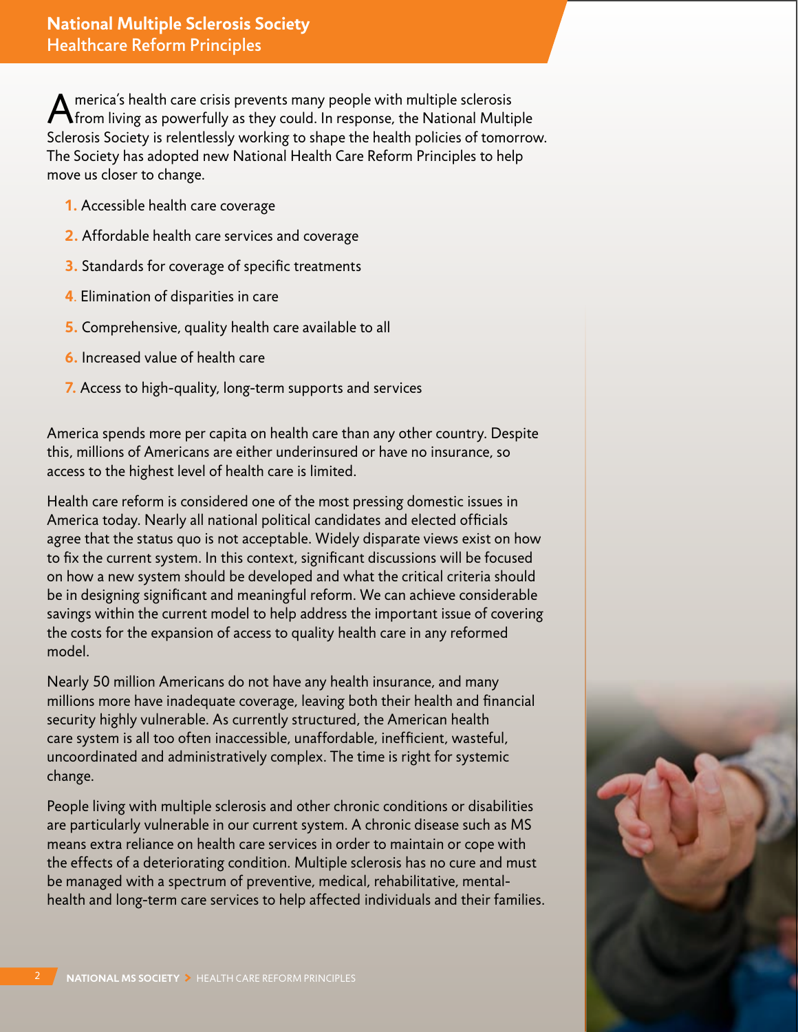# National Multiple Sclerosis Society
## Healthcare Reform Principles

America's health care crisis prevents many people with multiple sclerosis from living as powerfully as they could. In response, the National Multiple Sclerosis Society is relentlessly working to shape the health policies of tomorrow. The Society has adopted new National Health Care Reform Principles to help move us closer to change.

1. Accessible health care coverage
2. Affordable health care services and coverage
3. Standards for coverage of specific treatments
4. Elimination of disparities in care
5. Comprehensive, quality health care available to all
6. Increased value of health care
7. Access to high-quality, long-term supports and services

America spends more per capita on health care than any other country. Despite this, millions of Americans are either underinsured or have no insurance, so access to the highest level of health care is limited.

Health care reform is considered one of the most pressing domestic issues in America today. Nearly all national political candidates and elected officials agree that the status quo is not acceptable. Widely disparate views exist on how to fix the current system. In this context, significant discussions will be focused on how a new system should be developed and what the critical criteria should be in designing significant and meaningful reform. We can achieve considerable savings within the current model to help address the important issue of covering the costs for the expansion of access to quality health care in any reformed model.

Nearly 50 million Americans do not have any health insurance, and many millions more have inadequate coverage, leaving both their health and financial security highly vulnerable. As currently structured, the American health care system is all too often inaccessible, unaffordable, inefficient, wasteful, uncoordinated and administratively complex. The time is right for systemic change.

People living with multiple sclerosis and other chronic conditions or disabilities are particularly vulnerable in our current system. A chronic disease such as MS means extra reliance on health care services in order to maintain or cope with the effects of a deteriorating condition. Multiple sclerosis has no cure and must be managed with a spectrum of preventive, medical, rehabilitative, mental-health and long-term care services to help affected individuals and their families.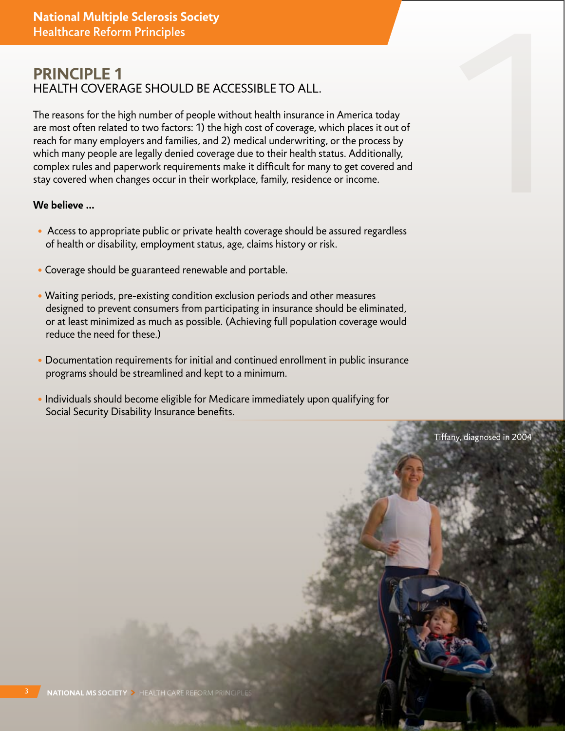# PRINCIPLE 1

## HEALTH COVERAGE SHOULD BE ACCESSIBLE TO ALL.

The reasons for the high number of people without health insurance in America today are most often related to two factors: 1) the high cost of coverage, which places it out of reach for many employers and families, and 2) medical underwriting, or the process by which many people are legally denied coverage due to their health status. Additionally, complex rules and paperwork requirements make it difficult for many to get covered and stay covered when changes occur in their workplace, family, residence or income.

**We believe ...**

- Access to appropriate public or private health coverage should be assured regardless of health or disability, employment status, age, claims history or risk.
- Coverage should be guaranteed renewable and portable.
- Waiting periods, pre-existing condition exclusion periods and other measures designed to prevent consumers from participating in insurance should be eliminated, or at least minimized as much as possible. (Achieving full population coverage would reduce the need for these.)
- Documentation requirements for initial and continued enrollment in public insurance programs should be streamlined and kept to a minimum.
- Individuals should become eligible for Medicare immediately upon qualifying for Social Security Disability Insurance benefits.

Tiffany, diagnosed in 2004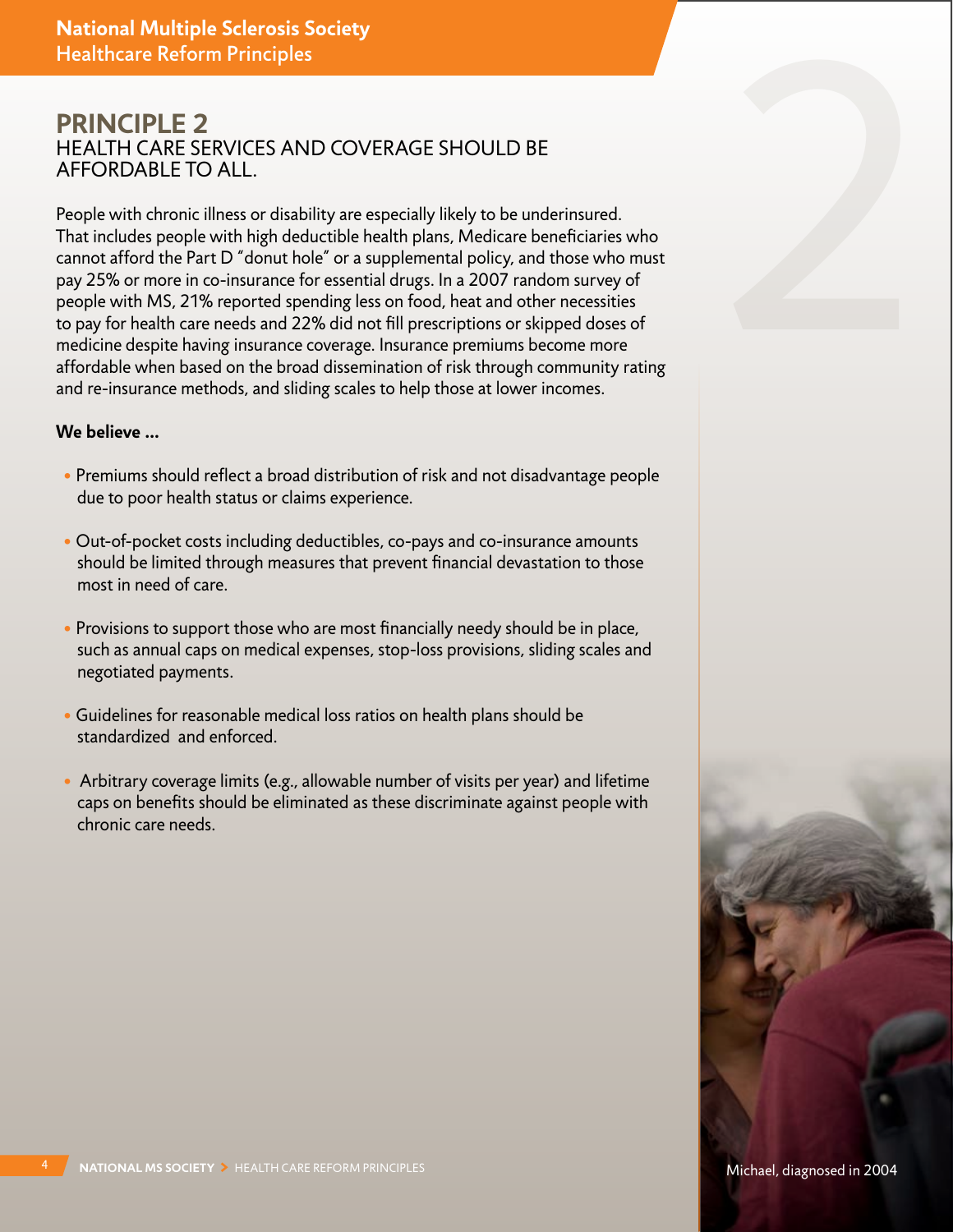## PRINCIPLE 2
### HEALTH CARE SERVICES AND COVERAGE SHOULD BE AFFORDABLE TO ALL.

People with chronic illness or disability are especially likely to be underinsured. That includes people with high deductible health plans, Medicare beneficiaries who cannot afford the Part D "donut hole" or a supplemental policy, and those who must pay 25% or more in co-insurance for essential drugs. In a 2007 random survey of people with MS, 21% reported spending less on food, heat and other necessities to pay for health care needs and 22% did not fill prescriptions or skipped doses of medicine despite having insurance coverage. Insurance premiums become more affordable when based on the broad dissemination of risk through community rating and re-insurance methods, and sliding scales to help those at lower incomes.

**We believe ...**

- Premiums should reflect a broad distribution of risk and not disadvantage people due to poor health status or claims experience.
- Out-of-pocket costs including deductibles, co-pays and co-insurance amounts should be limited through measures that prevent financial devastation to those most in need of care.
- Provisions to support those who are most financially needy should be in place, such as annual caps on medical expenses, stop-loss provisions, sliding scales and negotiated payments.
- Guidelines for reasonable medical loss ratios on health plans should be standardized and enforced.
- Arbitrary coverage limits (e.g., allowable number of visits per year) and lifetime caps on benefits should be eliminated as these discriminate against people with chronic care needs.

Michael, diagnosed in 2004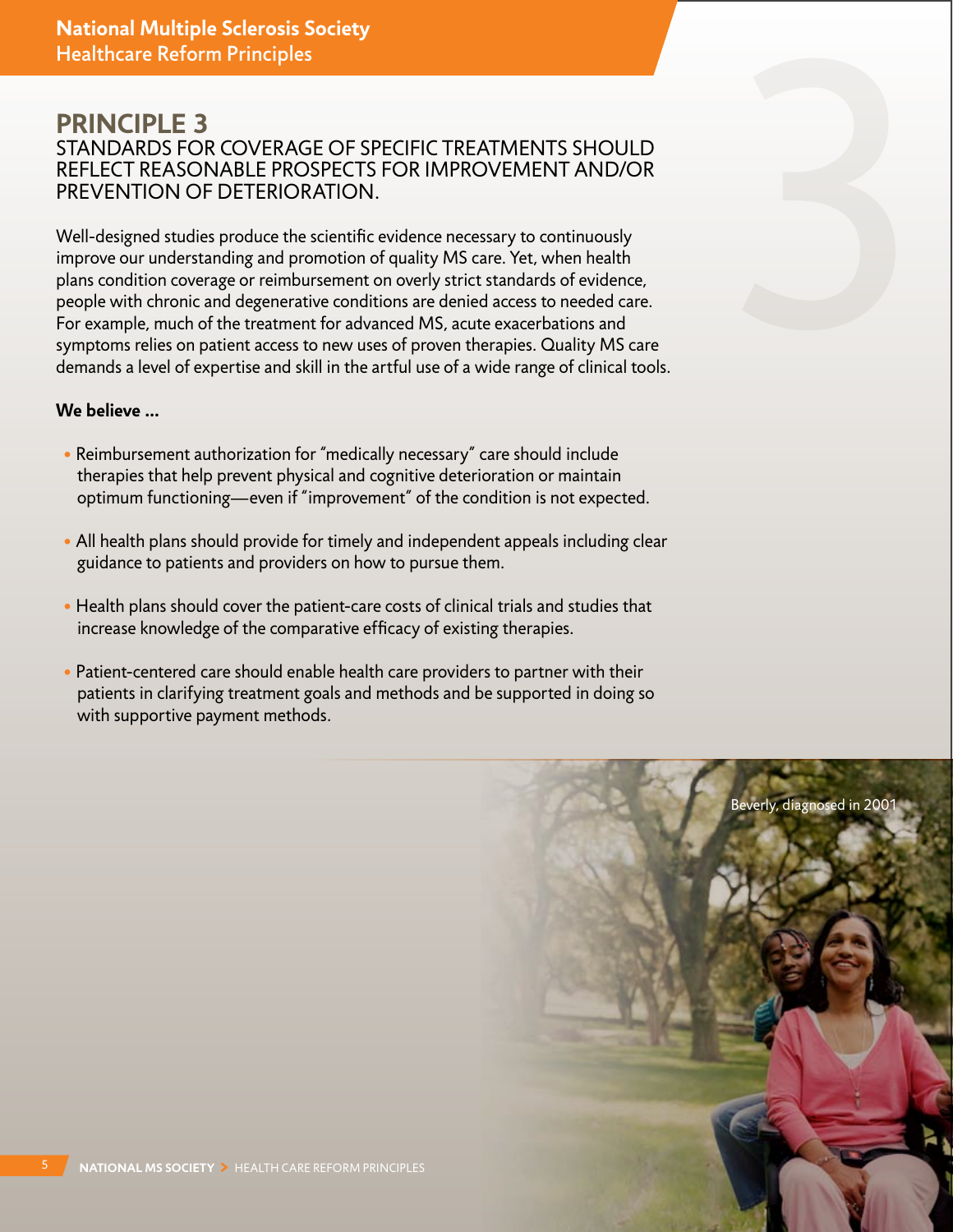# PRINCIPLE 3

## STANDARDS FOR COVERAGE OF SPECIFIC TREATMENTS SHOULD REFLECT REASONABLE PROSPECTS FOR IMPROVEMENT AND/OR PREVENTION OF DETERIORATION.

Well-designed studies produce the scientific evidence necessary to continuously improve our understanding and promotion of quality MS care. Yet, when health plans condition coverage or reimbursement on overly strict standards of evidence, people with chronic and degenerative conditions are denied access to needed care. For example, much of the treatment for advanced MS, acute exacerbations and symptoms relies on patient access to new uses of proven therapies. Quality MS care demands a level of expertise and skill in the artful use of a wide range of clinical tools.

**We believe ...**

- Reimbursement authorization for "medically necessary" care should include therapies that help prevent physical and cognitive deterioration or maintain optimum functioning—even if "improvement" of the condition is not expected.
- All health plans should provide for timely and independent appeals including clear guidance to patients and providers on how to pursue them.
- Health plans should cover the patient-care costs of clinical trials and studies that increase knowledge of the comparative efficacy of existing therapies.
- Patient-centered care should enable health care providers to partner with their patients in clarifying treatment goals and methods and be supported in doing so with supportive payment methods.

Beverly, diagnosed in 2001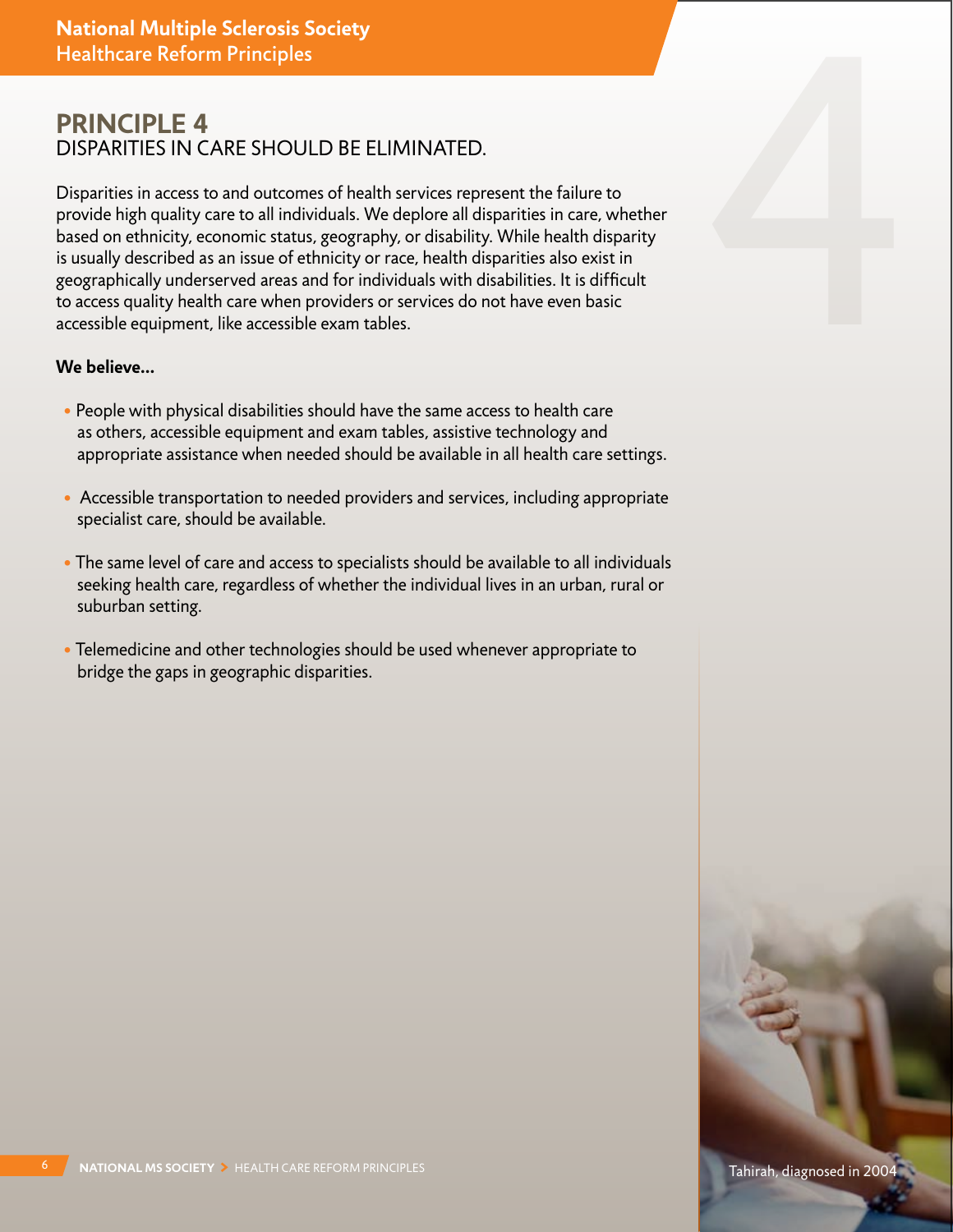# PRINCIPLE 4

## DISPARITIES IN CARE SHOULD BE ELIMINATED.

Disparities in access to and outcomes of health services represent the failure to provide high quality care to all individuals. We deplore all disparities in care, whether based on ethnicity, economic status, geography, or disability. While health disparity is usually described as an issue of ethnicity or race, health disparities also exist in geographically underserved areas and for individuals with disabilities. It is difficult to access quality health care when providers or services do not have even basic accessible equipment, like accessible exam tables.

**We believe...**

- People with physical disabilities should have the same access to health care as others, accessible equipment and exam tables, assistive technology and appropriate assistance when needed should be available in all health care settings.
- Accessible transportation to needed providers and services, including appropriate specialist care, should be available.
- The same level of care and access to specialists should be available to all individuals seeking health care, regardless of whether the individual lives in an urban, rural or suburban setting.
- Telemedicine and other technologies should be used whenever appropriate to bridge the gaps in geographic disparities.

Tahirah, diagnosed in 2004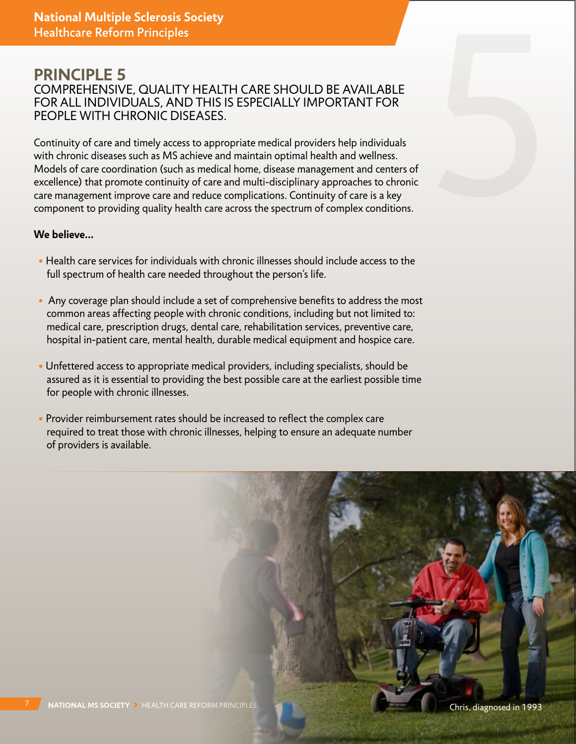## PRINCIPLE 5

COMPREHENSIVE, QUALITY HEALTH CARE SHOULD BE AVAILABLE FOR ALL INDIVIDUALS, AND THIS IS ESPECIALLY IMPORTANT FOR PEOPLE WITH CHRONIC DISEASES.

Continuity of care and timely access to appropriate medical providers help individuals with chronic diseases such as MS achieve and maintain optimal health and wellness. Models of care coordination (such as medical home, disease management and centers of excellence) that promote continuity of care and multi-disciplinary approaches to chronic care management improve care and reduce complications. Continuity of care is a key component to providing quality health care across the spectrum of complex conditions.

**We believe...**

- Health care services for individuals with chronic illnesses should include access to the full spectrum of health care needed throughout the person's life.
- Any coverage plan should include a set of comprehensive benefits to address the most common areas affecting people with chronic conditions, including but not limited to: medical care, prescription drugs, dental care, rehabilitation services, preventive care, hospital in-patient care, mental health, durable medical equipment and hospice care.
- Unfettered access to appropriate medical providers, including specialists, should be assured as it is essential to providing the best possible care at the earliest possible time for people with chronic illnesses.
- Provider reimbursement rates should be increased to reflect the complex care required to treat those with chronic illnesses, helping to ensure an adequate number of providers is available.

Chris, diagnosed in 1993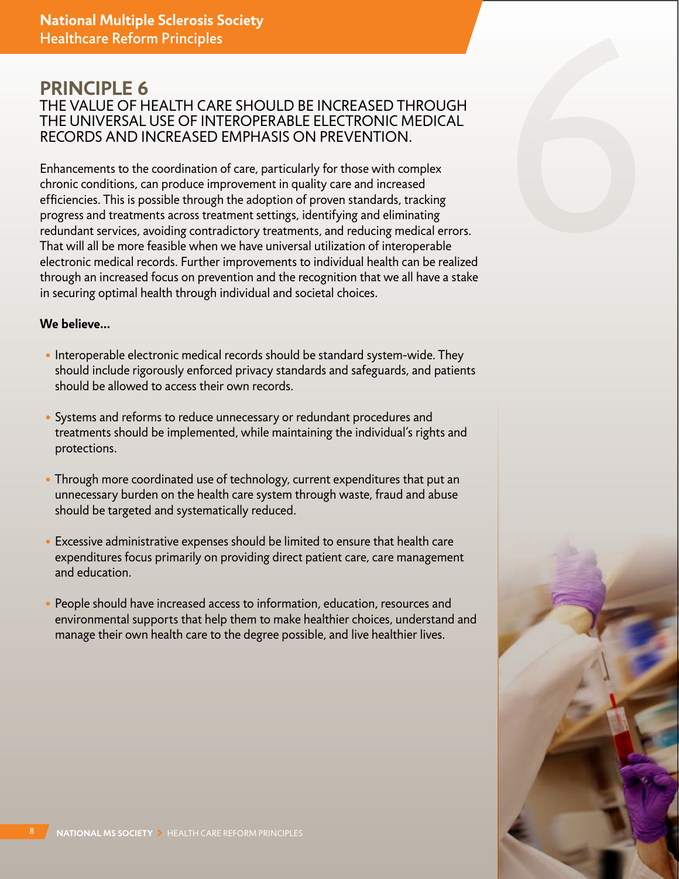## PRINCIPLE 6

### THE VALUE OF HEALTH CARE SHOULD BE INCREASED THROUGH THE UNIVERSAL USE OF INTEROPERABLE ELECTRONIC MEDICAL RECORDS AND INCREASED EMPHASIS ON PREVENTION.

Enhancements to the coordination of care, particularly for those with complex chronic conditions, can produce improvement in quality care and increased efficiencies. This is possible through the adoption of proven standards, tracking progress and treatments across treatment settings, identifying and eliminating redundant services, avoiding contradictory treatments, and reducing medical errors. That will all be more feasible when we have universal utilization of interoperable electronic medical records. Further improvements to individual health can be realized through an increased focus on prevention and the recognition that we all have a stake in securing optimal health through individual and societal choices.

**We believe...**

- Interoperable electronic medical records should be standard system-wide. They should include rigorously enforced privacy standards and safeguards, and patients should be allowed to access their own records.
- Systems and reforms to reduce unnecessary or redundant procedures and treatments should be implemented, while maintaining the individual's rights and protections.
- Through more coordinated use of technology, current expenditures that put an unnecessary burden on the health care system through waste, fraud and abuse should be targeted and systematically reduced.
- Excessive administrative expenses should be limited to ensure that health care expenditures focus primarily on providing direct patient care, care management and education.
- People should have increased access to information, education, resources and environmental supports that help them to make healthier choices, understand and manage their own health care to the degree possible, and live healthier lives.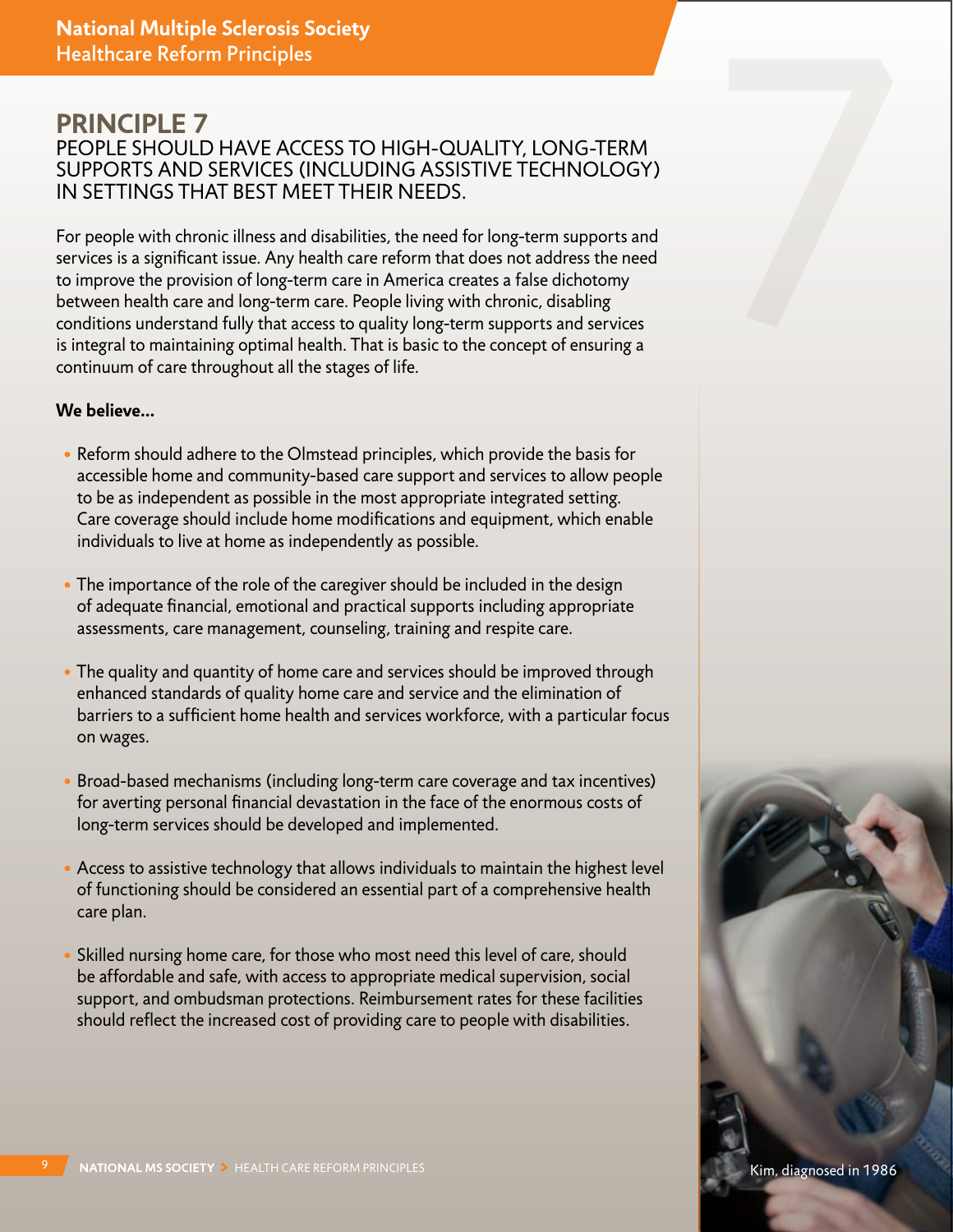## PRINCIPLE 7

### PEOPLE SHOULD HAVE ACCESS TO HIGH-QUALITY, LONG-TERM SUPPORTS AND SERVICES (INCLUDING ASSISTIVE TECHNOLOGY) IN SETTINGS THAT BEST MEET THEIR NEEDS.

For people with chronic illness and disabilities, the need for long-term supports and services is a significant issue. Any health care reform that does not address the need to improve the provision of long-term care in America creates a false dichotomy between health care and long-term care. People living with chronic, disabling conditions understand fully that access to quality long-term supports and services is integral to maintaining optimal health. That is basic to the concept of ensuring a continuum of care throughout all the stages of life.

**We believe…**

- Reform should adhere to the Olmstead principles, which provide the basis for accessible home and community-based care support and services to allow people to be as independent as possible in the most appropriate integrated setting. Care coverage should include home modifications and equipment, which enable individuals to live at home as independently as possible.
- The importance of the role of the caregiver should be included in the design of adequate financial, emotional and practical supports including appropriate assessments, care management, counseling, training and respite care.
- The quality and quantity of home care and services should be improved through enhanced standards of quality home care and service and the elimination of barriers to a sufficient home health and services workforce, with a particular focus on wages.
- Broad-based mechanisms (including long-term care coverage and tax incentives) for averting personal financial devastation in the face of the enormous costs of long-term services should be developed and implemented.
- Access to assistive technology that allows individuals to maintain the highest level of functioning should be considered an essential part of a comprehensive health care plan.
- Skilled nursing home care, for those who most need this level of care, should be affordable and safe, with access to appropriate medical supervision, social support, and ombudsman protections. Reimbursement rates for these facilities should reflect the increased cost of providing care to people with disabilities.

Kim, diagnosed in 1986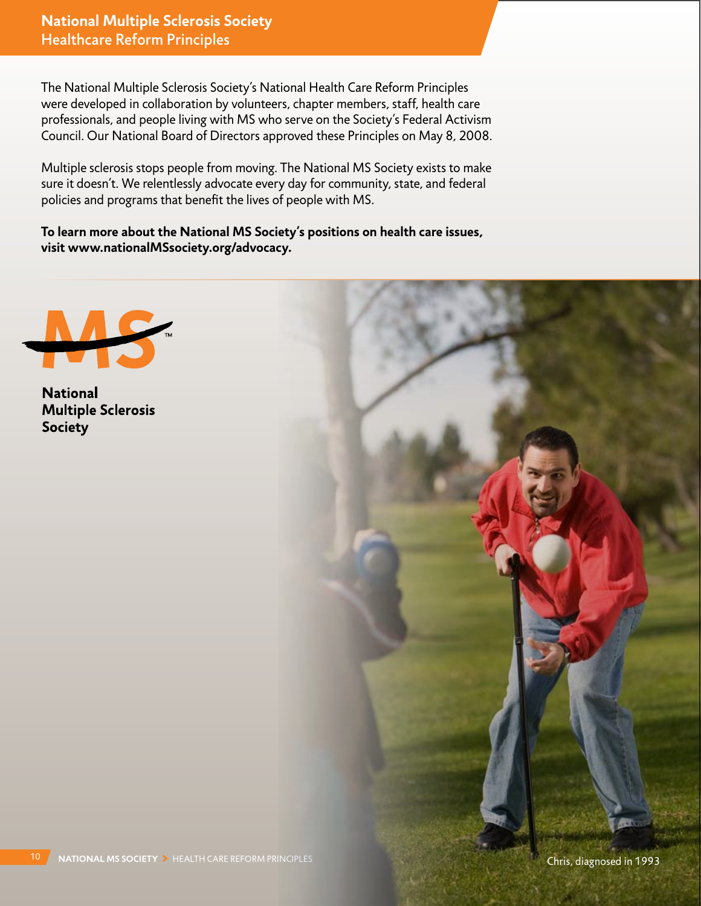# National Multiple Sclerosis Society
## Healthcare Reform Principles

The National Multiple Sclerosis Society's National Health Care Reform Principles were developed in collaboration by volunteers, chapter members, staff, health care professionals, and people living with MS who serve on the Society's Federal Activism Council. Our National Board of Directors approved these Principles on May 8, 2008.

Multiple sclerosis stops people from moving. The National MS Society exists to make sure it doesn't. We relentlessly advocate every day for community, state, and federal policies and programs that benefit the lives of people with MS.

**To learn more about the National MS Society's positions on health care issues, visit www.nationalMSsociety.org/advocacy.**

MS™

**National Multiple Sclerosis Society**

Chris, diagnosed in 1993